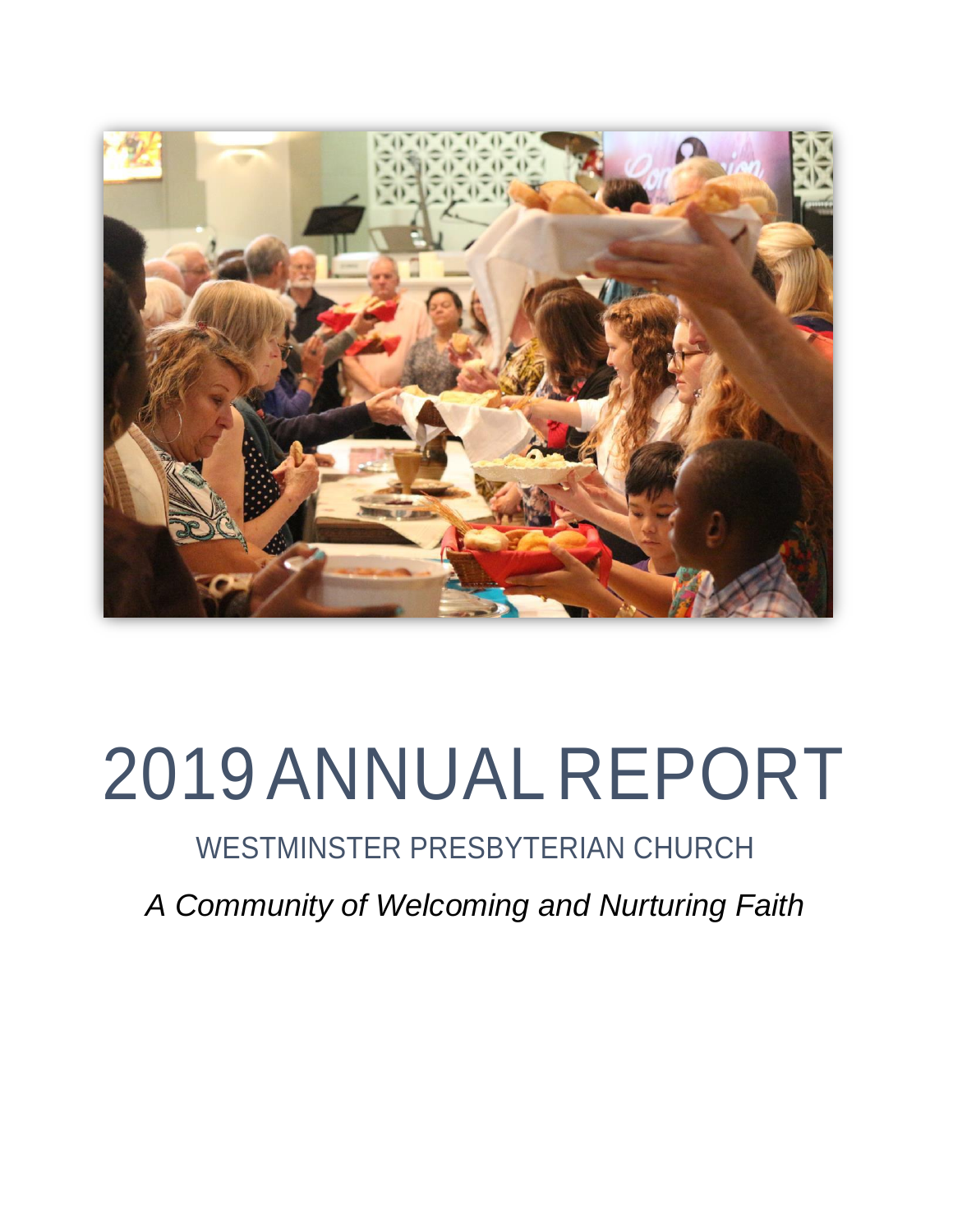# 2019 ANNUAL REPORT

## WESTMINSTER PRESBYTERIAN CHURCH

*A Community of Welcoming and Nurturing Faith*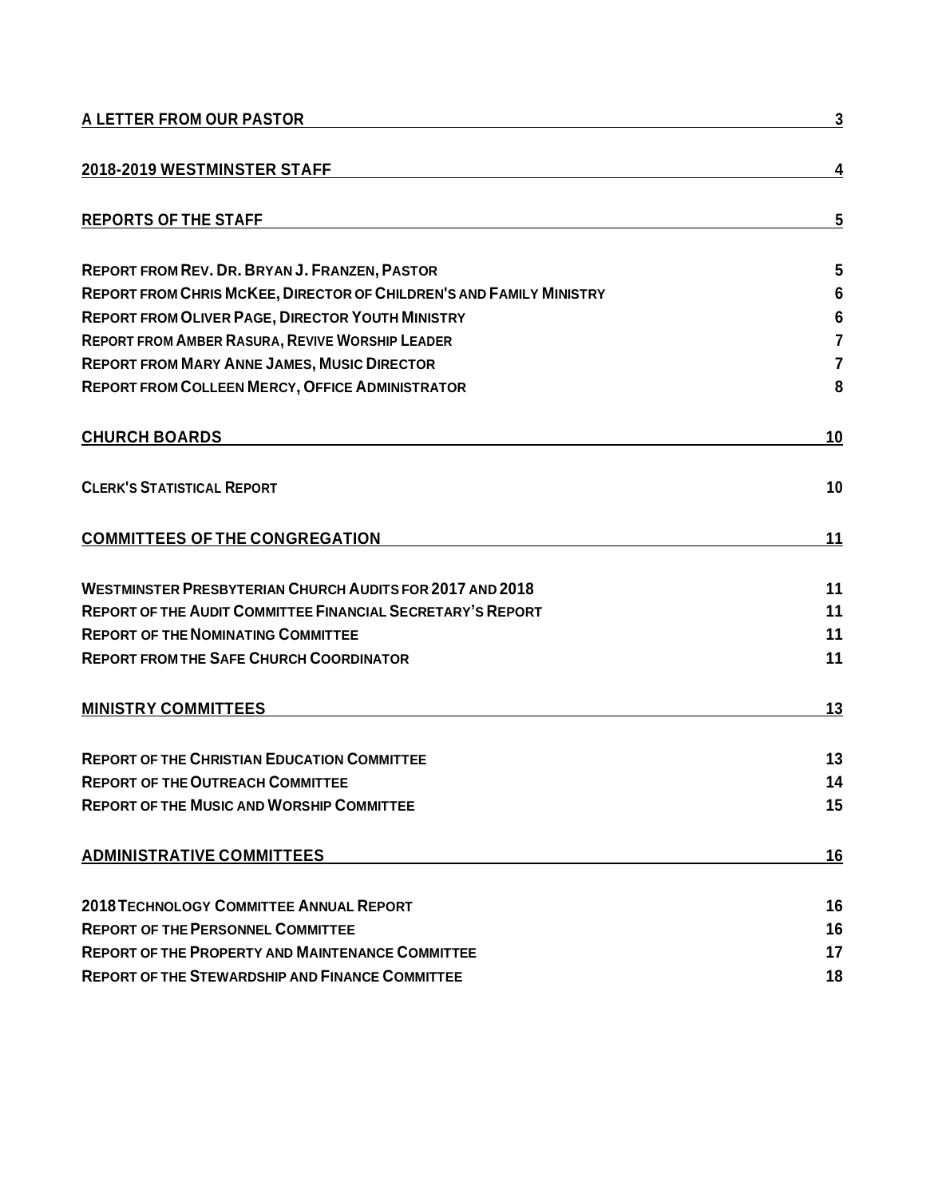| | |
|---|---|
| **A LETTER FROM OUR PASTOR** | **3** |
| **2018-2019 WESTMINSTER STAFF** | **4** |
| **REPORTS OF THE STAFF** | **5** |
| **REPORT FROM REV. DR. BRYAN J. FRANZEN, PASTOR** | **5** |
| **REPORT FROM CHRIS MCKEE, DIRECTOR OF CHILDREN'S AND FAMILY MINISTRY** | **6** |
| **REPORT FROM OLIVER PAGE, DIRECTOR YOUTH MINISTRY** | **6** |
| **REPORT FROM AMBER RASURA, REVIVE WORSHIP LEADER** | **7** |
| **REPORT FROM MARY ANNE JAMES, MUSIC DIRECTOR** | **7** |
| **REPORT FROM COLLEEN MERCY, OFFICE ADMINISTRATOR** | **8** |
| **CHURCH BOARDS** | **10** |
| **CLERK'S STATISTICAL REPORT** | **10** |
| **COMMITTEES OF THE CONGREGATION** | **11** |
| **WESTMINSTER PRESBYTERIAN CHURCH AUDITS FOR 2017 AND 2018** | **11** |
| **REPORT OF THE AUDIT COMMITTEE FINANCIAL SECRETARY'S REPORT** | **11** |
| **REPORT OF THE NOMINATING COMMITTEE** | **11** |
| **REPORT FROM THE SAFE CHURCH COORDINATOR** | **11** |
| **MINISTRY COMMITTEES** | **13** |
| **REPORT OF THE CHRISTIAN EDUCATION COMMITTEE** | **13** |
| **REPORT OF THE OUTREACH COMMITTEE** | **14** |
| **REPORT OF THE MUSIC AND WORSHIP COMMITTEE** | **15** |
| **ADMINISTRATIVE COMMITTEES** | **16** |
| **2018 TECHNOLOGY COMMITTEE ANNUAL REPORT** | **16** |
| **REPORT OF THE PERSONNEL COMMITTEE** | **16** |
| **REPORT OF THE PROPERTY AND MAINTENANCE COMMITTEE** | **17** |
| **REPORT OF THE STEWARDSHIP AND FINANCE COMMITTEE** | **18** |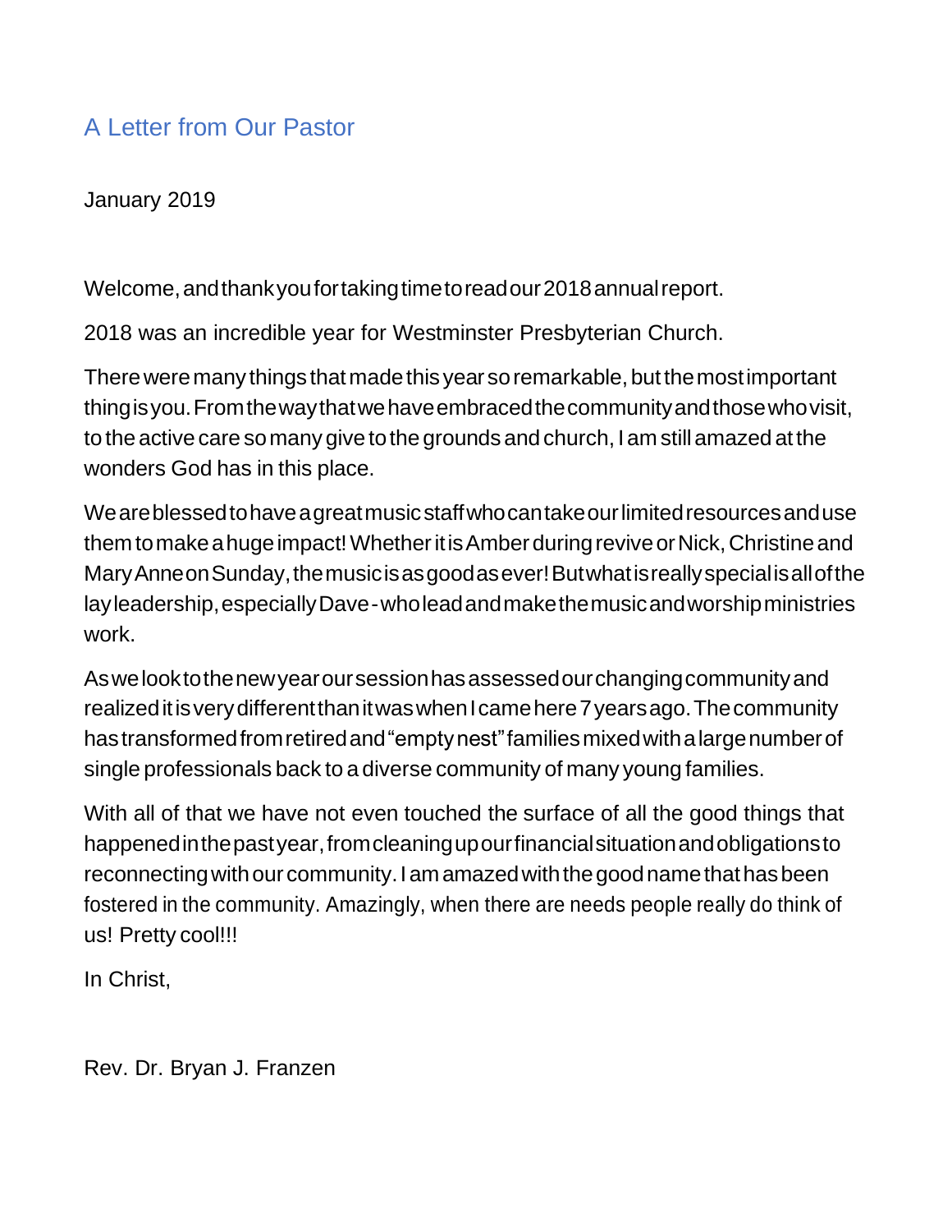## A Letter from Our Pastor

January 2019

Welcome, and thank you for taking time to read our 2018 annual report.

2018 was an incredible year for Westminster Presbyterian Church.

There were many things that made this year so remarkable, but the most important thing is you. From the way that we have embraced the community and those who visit, to the active care so many give to the grounds and church, I am still amazed at the wonders God has in this place.

We are blessed to have a great music staff who can take our limited resources and use them to make a huge impact! Whether it is Amber during revive or Nick, Christine and Mary Anne on Sunday, the music is as good as ever! But what is really special is all of the lay leadership, especially Dave - who lead and make the music and worship ministries work.

As we look to the new year our session has assessed our changing community and realized it is very different than it was when I came here 7 years ago. The community has transformed from retired and "empty nest" families mixed with a large number of single professionals back to a diverse community of many young families.

With all of that we have not even touched the surface of all the good things that happened in the past year, from cleaning up our financial situation and obligations to reconnecting with our community. I am amazed with the good name that has been fostered in the community. Amazingly, when there are needs people really do think of us! Pretty cool!!!

In Christ,

Rev. Dr. Bryan J. Franzen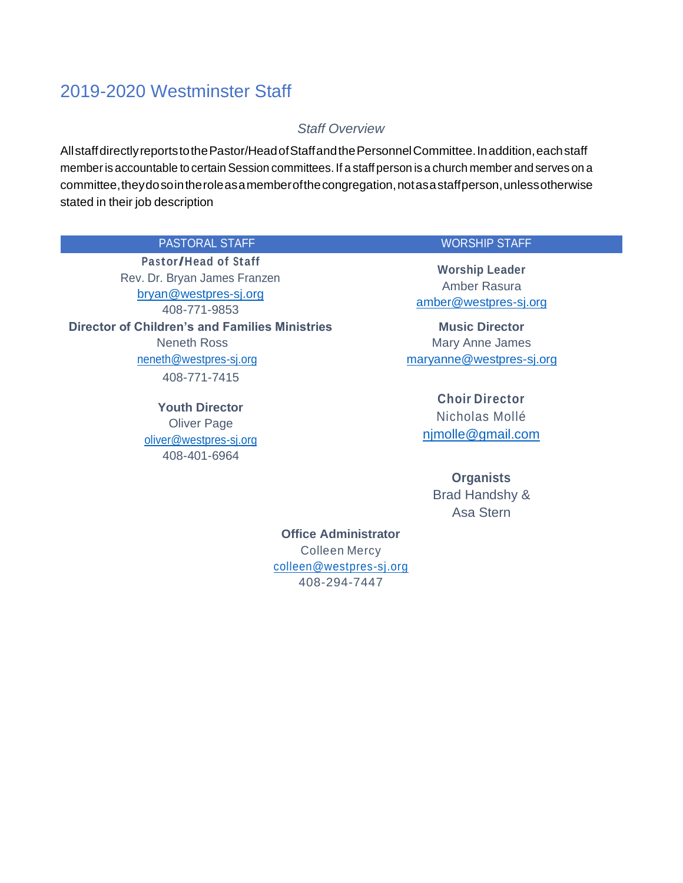## 2019-2020 Westminster Staff

*Staff Overview*

All staff directly reports to the Pastor/Head of Staff and the Personnel Committee. In addition, each staff member is accountable to certain Session committees. If a staff person is a church member and serves on a committee, they do so in the role as a member of the congregation, not as a staff person, unless otherwise stated in their job description

| PASTORAL STAFF | WORSHIP STAFF |
|---|---|
| **Pastor/Head of Staff**<br>Rev. Dr. Bryan James Franzen<br>bryan@westpres-sj.org<br>408-771-9853 | **Worship Leader**<br>Amber Rasura<br>amber@westpres-sj.org |
| **Director of Children's and Families Ministries**<br>Neneth Ross<br>neneth@westpres-sj.org<br>408-771-7415 | **Music Director**<br>Mary Anne James<br>maryanne@westpres-sj.org |
| **Youth Director**<br>Oliver Page<br>oliver@westpres-sj.org<br>408-401-6964 | **Choir Director**<br>Nicholas Mollé<br>njmolle@gmail.com |
| | **Organists**<br>Brad Handshy &<br>Asa Stern |

**Office Administrator**
Colleen Mercy
colleen@westpres-sj.org
408-294-7447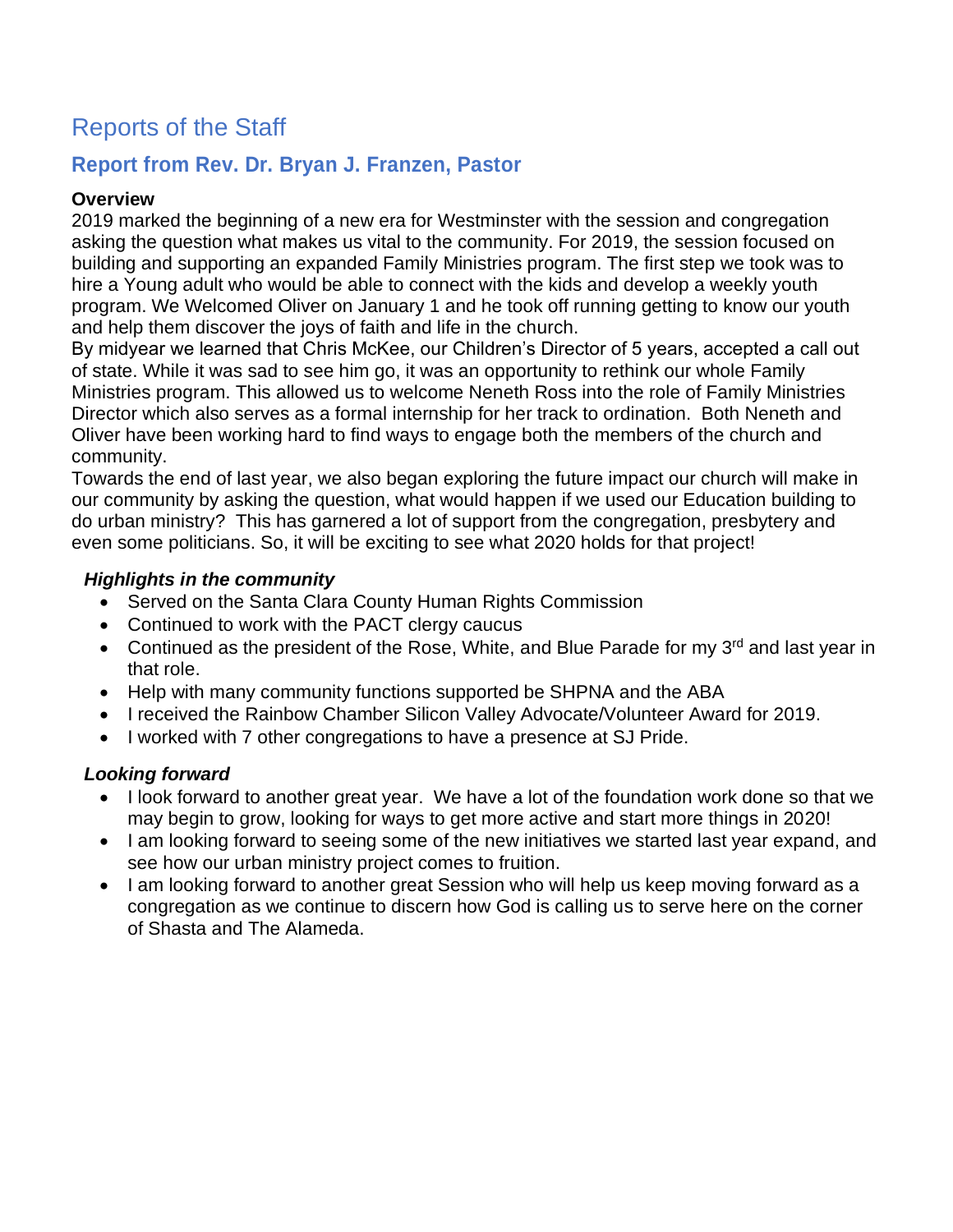# Reports of the Staff

## Report from Rev. Dr. Bryan J. Franzen, Pastor

**Overview**

2019 marked the beginning of a new era for Westminster with the session and congregation asking the question what makes us vital to the community. For 2019, the session focused on building and supporting an expanded Family Ministries program. The first step we took was to hire a Young adult who would be able to connect with the kids and develop a weekly youth program. We Welcomed Oliver on January 1 and he took off running getting to know our youth and help them discover the joys of faith and life in the church.

By midyear we learned that Chris McKee, our Children's Director of 5 years, accepted a call out of state. While it was sad to see him go, it was an opportunity to rethink our whole Family Ministries program. This allowed us to welcome Neneth Ross into the role of Family Ministries Director which also serves as a formal internship for her track to ordination. Both Neneth and Oliver have been working hard to find ways to engage both the members of the church and community.

Towards the end of last year, we also began exploring the future impact our church will make in our community by asking the question, what would happen if we used our Education building to do urban ministry? This has garnered a lot of support from the congregation, presbytery and even some politicians. So, it will be exciting to see what 2020 holds for that project!

***Highlights in the community***

- Served on the Santa Clara County Human Rights Commission
- Continued to work with the PACT clergy caucus
- Continued as the president of the Rose, White, and Blue Parade for my 3rd and last year in that role.
- Help with many community functions supported be SHPNA and the ABA
- I received the Rainbow Chamber Silicon Valley Advocate/Volunteer Award for 2019.
- I worked with 7 other congregations to have a presence at SJ Pride.

***Looking forward***

- I look forward to another great year. We have a lot of the foundation work done so that we may begin to grow, looking for ways to get more active and start more things in 2020!
- I am looking forward to seeing some of the new initiatives we started last year expand, and see how our urban ministry project comes to fruition.
- I am looking forward to another great Session who will help us keep moving forward as a congregation as we continue to discern how God is calling us to serve here on the corner of Shasta and The Alameda.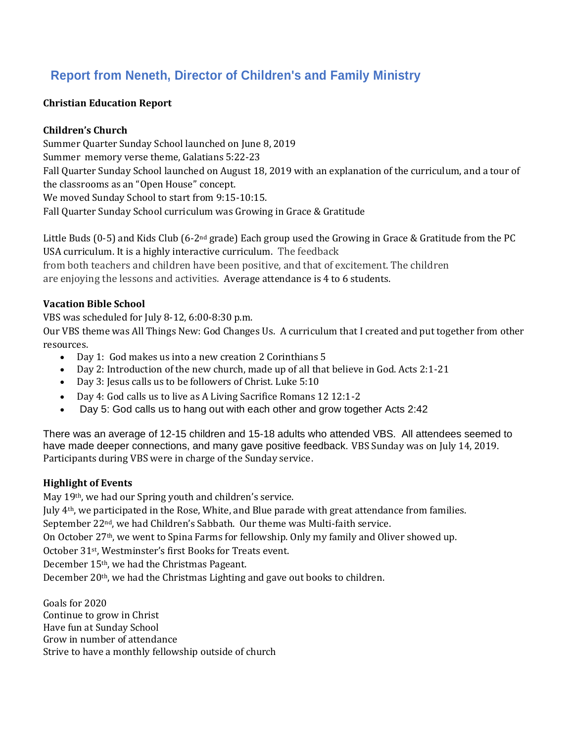## Report from Neneth, Director of Children's and Family Ministry

**Christian Education Report**

**Children's Church**

Summer Quarter Sunday School launched on June 8, 2019
Summer memory verse theme, Galatians 5:22-23
Fall Quarter Sunday School launched on August 18, 2019 with an explanation of the curriculum, and a tour of the classrooms as an "Open House" concept.
We moved Sunday School to start from 9:15-10:15.
Fall Quarter Sunday School curriculum was Growing in Grace & Gratitude

Little Buds (0-5) and Kids Club (6-2nd grade) Each group used the Growing in Grace & Gratitude from the PC USA curriculum. It is a highly interactive curriculum. The feedback from both teachers and children have been positive, and that of excitement. The children are enjoying the lessons and activities. Average attendance is 4 to 6 students.

**Vacation Bible School**

VBS was scheduled for July 8-12, 6:00-8:30 p.m.
Our VBS theme was All Things New: God Changes Us. A curriculum that I created and put together from other resources.

- Day 1: God makes us into a new creation 2 Corinthians 5
- Day 2: Introduction of the new church, made up of all that believe in God. Acts 2:1-21
- Day 3: Jesus calls us to be followers of Christ. Luke 5:10
- Day 4: God calls us to live as A Living Sacrifice Romans 12 12:1-2
- Day 5: God calls us to hang out with each other and grow together Acts 2:42

There was an average of 12-15 children and 15-18 adults who attended VBS. All attendees seemed to have made deeper connections, and many gave positive feedback. VBS Sunday was on July 14, 2019. Participants during VBS were in charge of the Sunday service.

**Highlight of Events**

May 19th, we had our Spring youth and children's service.
July 4th, we participated in the Rose, White, and Blue parade with great attendance from families.
September 22nd, we had Children's Sabbath. Our theme was Multi-faith service.
On October 27th, we went to Spina Farms for fellowship. Only my family and Oliver showed up.
October 31st, Westminster's first Books for Treats event.
December 15th, we had the Christmas Pageant.
December 20th, we had the Christmas Lighting and gave out books to children.

Goals for 2020
Continue to grow in Christ
Have fun at Sunday School
Grow in number of attendance
Strive to have a monthly fellowship outside of church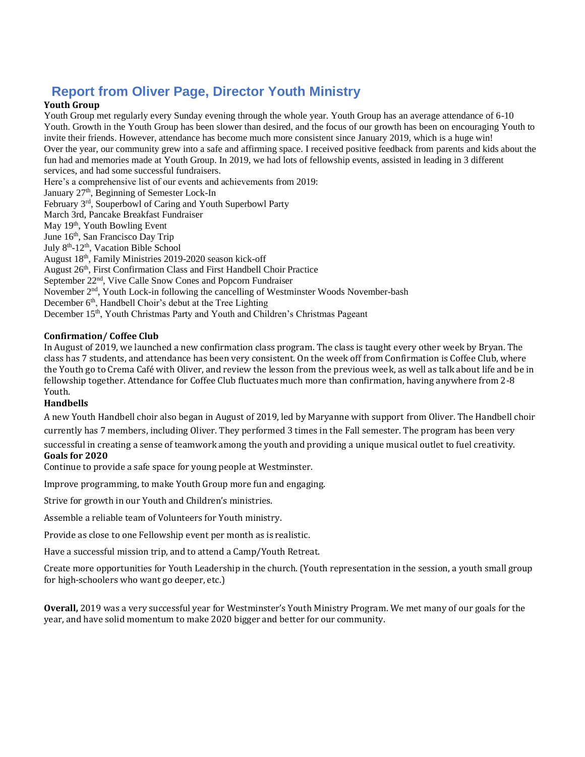## Report from Oliver Page, Director Youth Ministry

**Youth Group**

Youth Group met regularly every Sunday evening through the whole year. Youth Group has an average attendance of 6-10 Youth. Growth in the Youth Group has been slower than desired, and the focus of our growth has been on encouraging Youth to invite their friends. However, attendance has become much more consistent since January 2019, which is a huge win!

Over the year, our community grew into a safe and affirming space. I received positive feedback from parents and kids about the fun had and memories made at Youth Group. In 2019, we had lots of fellowship events, assisted in leading in 3 different services, and had some successful fundraisers.

Here's a comprehensive list of our events and achievements from 2019:

January 27th, Beginning of Semester Lock-In
February 3rd, Souperbowl of Caring and Youth Superbowl Party
March 3rd, Pancake Breakfast Fundraiser
May 19th, Youth Bowling Event
June 16th, San Francisco Day Trip
July 8th-12th, Vacation Bible School
August 18th, Family Ministries 2019-2020 season kick-off
August 26th, First Confirmation Class and First Handbell Choir Practice
September 22nd, Vive Calle Snow Cones and Popcorn Fundraiser
November 2nd, Youth Lock-in following the cancelling of Westminster Woods November-bash
December 6th, Handbell Choir's debut at the Tree Lighting
December 15th, Youth Christmas Party and Youth and Children's Christmas Pageant

**Confirmation/ Coffee Club**

In August of 2019, we launched a new confirmation class program. The class is taught every other week by Bryan. The class has 7 students, and attendance has been very consistent. On the week off from Confirmation is Coffee Club, where the Youth go to Crema Café with Oliver, and review the lesson from the previous week, as well as talk about life and be in fellowship together. Attendance for Coffee Club fluctuates much more than confirmation, having anywhere from 2-8 Youth.

**Handbells**

A new Youth Handbell choir also began in August of 2019, led by Maryanne with support from Oliver. The Handbell choir currently has 7 members, including Oliver. They performed 3 times in the Fall semester. The program has been very successful in creating a sense of teamwork among the youth and providing a unique musical outlet to fuel creativity.

**Goals for 2020**

Continue to provide a safe space for young people at Westminster.

Improve programming, to make Youth Group more fun and engaging.

Strive for growth in our Youth and Children's ministries.

Assemble a reliable team of Volunteers for Youth ministry.

Provide as close to one Fellowship event per month as is realistic.

Have a successful mission trip, and to attend a Camp/Youth Retreat.

Create more opportunities for Youth Leadership in the church. (Youth representation in the session, a youth small group for high-schoolers who want go deeper, etc.)

**Overall,** 2019 was a very successful year for Westminster's Youth Ministry Program. We met many of our goals for the year, and have solid momentum to make 2020 bigger and better for our community.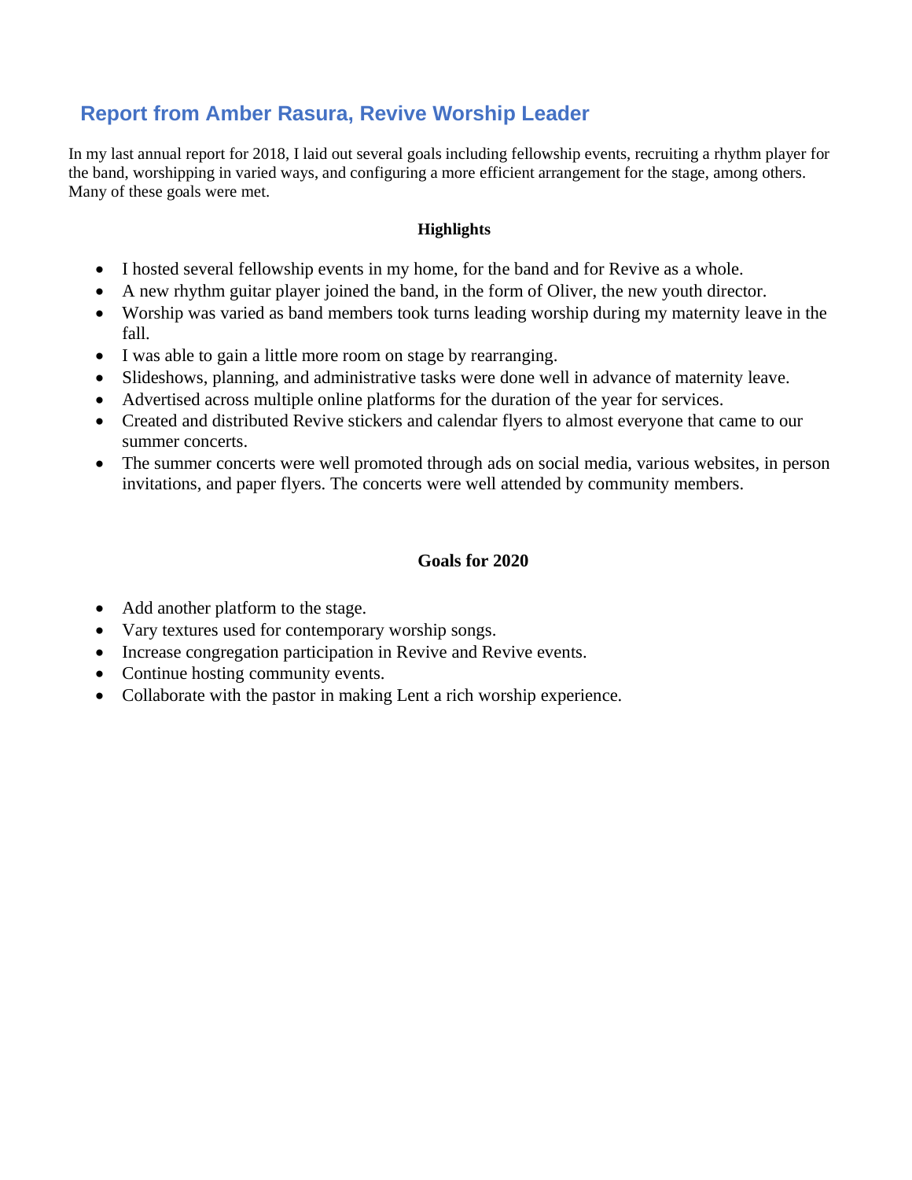## Report from Amber Rasura, Revive Worship Leader

In my last annual report for 2018, I laid out several goals including fellowship events, recruiting a rhythm player for the band, worshipping in varied ways, and configuring a more efficient arrangement for the stage, among others. Many of these goals were met.

**Highlights**

- I hosted several fellowship events in my home, for the band and for Revive as a whole.
- A new rhythm guitar player joined the band, in the form of Oliver, the new youth director.
- Worship was varied as band members took turns leading worship during my maternity leave in the fall.
- I was able to gain a little more room on stage by rearranging.
- Slideshows, planning, and administrative tasks were done well in advance of maternity leave.
- Advertised across multiple online platforms for the duration of the year for services.
- Created and distributed Revive stickers and calendar flyers to almost everyone that came to our summer concerts.
- The summer concerts were well promoted through ads on social media, various websites, in person invitations, and paper flyers. The concerts were well attended by community members.

**Goals for 2020**

- Add another platform to the stage.
- Vary textures used for contemporary worship songs.
- Increase congregation participation in Revive and Revive events.
- Continue hosting community events.
- Collaborate with the pastor in making Lent a rich worship experience.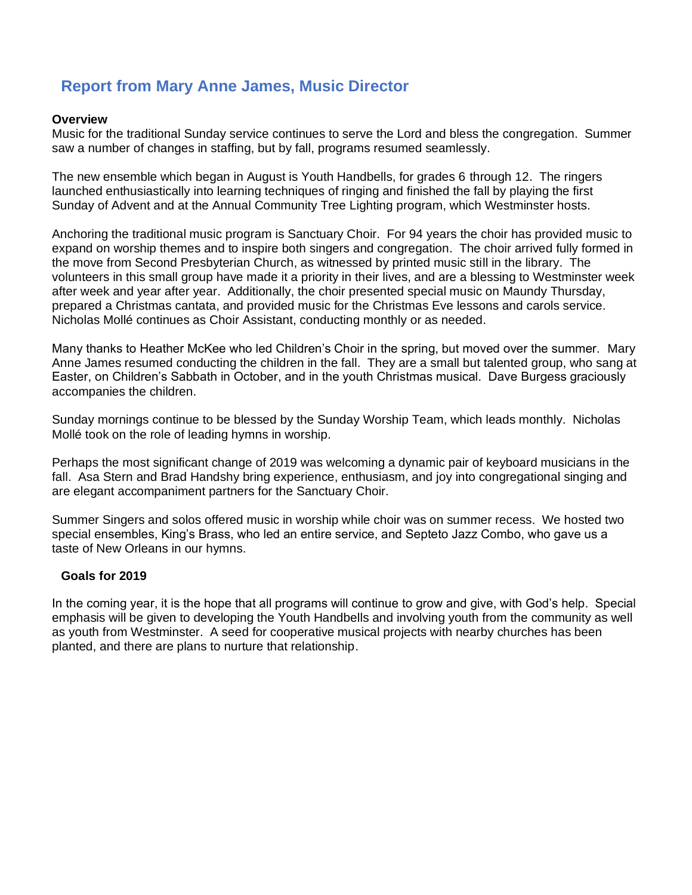## Report from Mary Anne James, Music Director

**Overview**

Music for the traditional Sunday service continues to serve the Lord and bless the congregation. Summer saw a number of changes in staffing, but by fall, programs resumed seamlessly.

The new ensemble which began in August is Youth Handbells, for grades 6 through 12. The ringers launched enthusiastically into learning techniques of ringing and finished the fall by playing the first Sunday of Advent and at the Annual Community Tree Lighting program, which Westminster hosts.

Anchoring the traditional music program is Sanctuary Choir. For 94 years the choir has provided music to expand on worship themes and to inspire both singers and congregation. The choir arrived fully formed in the move from Second Presbyterian Church, as witnessed by printed music still in the library. The volunteers in this small group have made it a priority in their lives, and are a blessing to Westminster week after week and year after year. Additionally, the choir presented special music on Maundy Thursday, prepared a Christmas cantata, and provided music for the Christmas Eve lessons and carols service. Nicholas Mollé continues as Choir Assistant, conducting monthly or as needed.

Many thanks to Heather McKee who led Children's Choir in the spring, but moved over the summer. Mary Anne James resumed conducting the children in the fall. They are a small but talented group, who sang at Easter, on Children's Sabbath in October, and in the youth Christmas musical. Dave Burgess graciously accompanies the children.

Sunday mornings continue to be blessed by the Sunday Worship Team, which leads monthly. Nicholas Mollé took on the role of leading hymns in worship.

Perhaps the most significant change of 2019 was welcoming a dynamic pair of keyboard musicians in the fall. Asa Stern and Brad Handshy bring experience, enthusiasm, and joy into congregational singing and are elegant accompaniment partners for the Sanctuary Choir.

Summer Singers and solos offered music in worship while choir was on summer recess. We hosted two special ensembles, King's Brass, who led an entire service, and Septeto Jazz Combo, who gave us a taste of New Orleans in our hymns.

**Goals for 2019**

In the coming year, it is the hope that all programs will continue to grow and give, with God's help. Special emphasis will be given to developing the Youth Handbells and involving youth from the community as well as youth from Westminster. A seed for cooperative musical projects with nearby churches has been planted, and there are plans to nurture that relationship.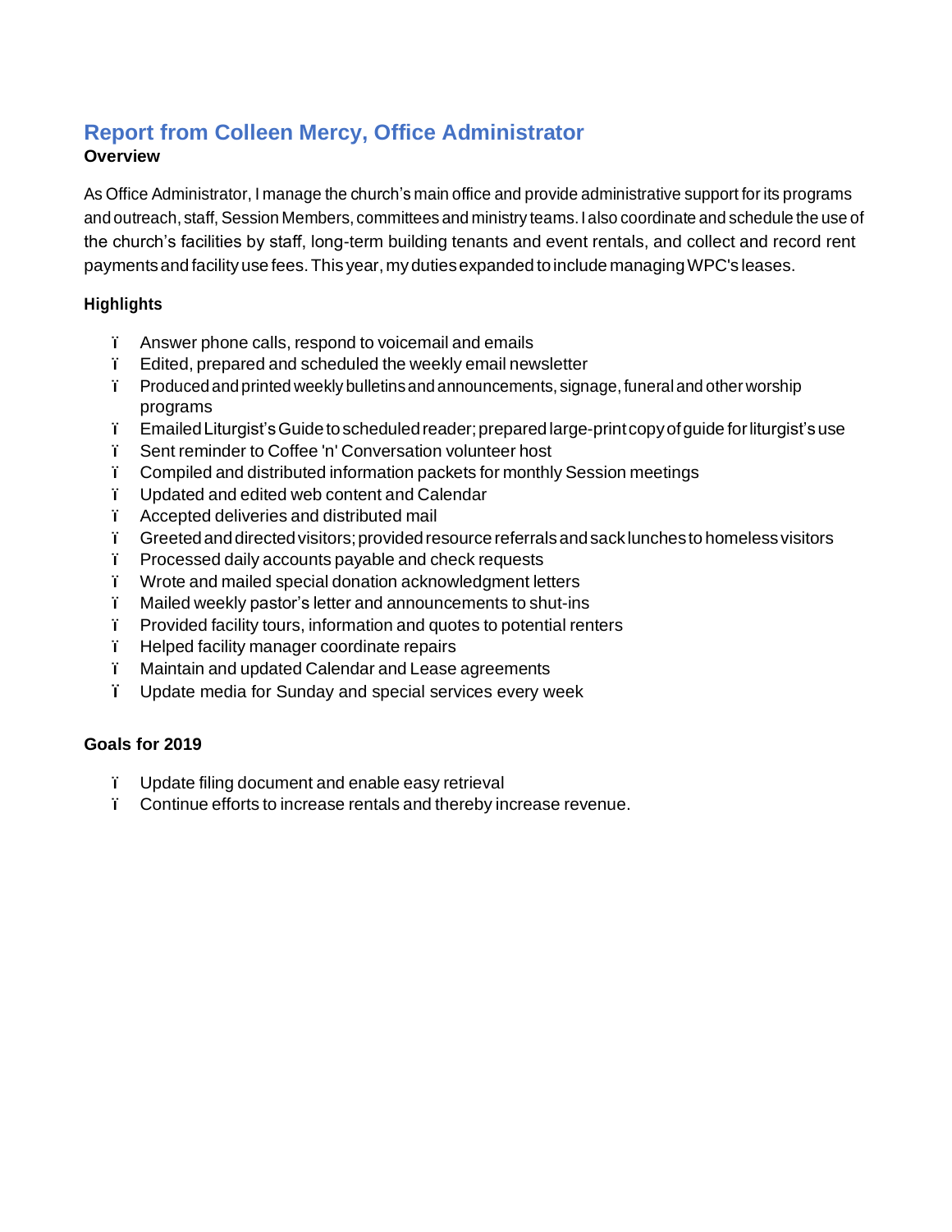## Report from Colleen Mercy, Office Administrator

**Overview**

As Office Administrator, I manage the church's main office and provide administrative support for its programs and outreach, staff, Session Members, committees and ministry teams. I also coordinate and schedule the use of the church's facilities by staff, long-term building tenants and event rentals, and collect and record rent payments and facility use fees. This year, my duties expanded to include managing WPC's leases.

**Highlights**

- Answer phone calls, respond to voicemail and emails
- Edited, prepared and scheduled the weekly email newsletter
- Produced and printed weekly bulletins and announcements, signage, funeral and other worship programs
- Emailed Liturgist's Guide to scheduled reader; prepared large-print copy of guide for liturgist's use
- Sent reminder to Coffee 'n' Conversation volunteer host
- Compiled and distributed information packets for monthly Session meetings
- Updated and edited web content and Calendar
- Accepted deliveries and distributed mail
- Greeted and directed visitors; provided resource referrals and sack lunches to homeless visitors
- Processed daily accounts payable and check requests
- Wrote and mailed special donation acknowledgment letters
- Mailed weekly pastor's letter and announcements to shut-ins
- Provided facility tours, information and quotes to potential renters
- Helped facility manager coordinate repairs
- Maintain and updated Calendar and Lease agreements
- Update media for Sunday and special services every week

**Goals for 2019**

- Update filing document and enable easy retrieval
- Continue efforts to increase rentals and thereby increase revenue.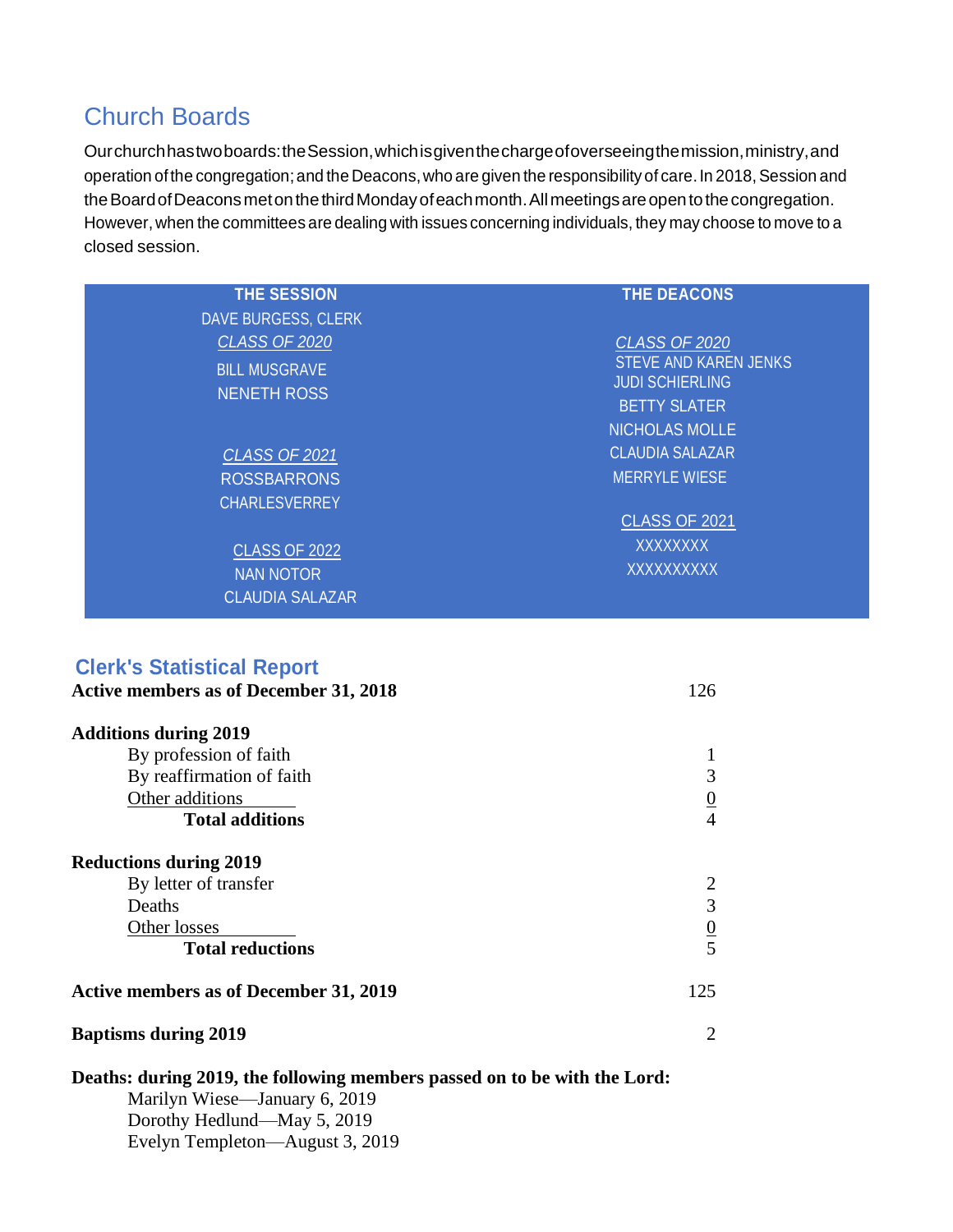## Church Boards

Ourchurchhastwoboards:theSession,whichisgiventhechargeofoverseeingthemission,ministry,and operation of the congregation; and the Deacons, who are given the responsibility of care. In 2018, Session and the Board of Deacons met on the third Monday of each month. All meetings are open to the congregation. However, when the committees are dealing with issues concerning individuals, they may choose to move to a closed session.

| THE SESSION | THE DEACONS |
|---|---|
| DAVE BURGESS, CLERK | |
| *CLASS OF 2020* | *CLASS OF 2020* |
| BILL MUSGRAVE | STEVE AND KAREN JENKS |
| NENETH ROSS | JUDI SCHIERLING |
| | BETTY SLATER |
| | NICHOLAS MOLLE |
| *CLASS OF 2021* | CLAUDIA SALAZAR |
| ROSSBARRONS | MERRYLE WIESE |
| CHARLESVERREY | |
| | CLASS OF 2021 |
| CLASS OF 2022 | XXXXXXXX |
| NAN NOTOR | XXXXXXXXXX |
| CLAUDIA SALAZAR | |

## Clerk's Statistical Report

| | |
|---|---|
| **Active members as of December 31, 2018** | 126 |
| **Additions during 2019** | |
| By profession of faith | 1 |
| By reaffirmation of faith | 3 |
| Other additions | 0 |
| **Total additions** | 4 |
| **Reductions during 2019** | |
| By letter of transfer | 2 |
| Deaths | 3 |
| Other losses | 0 |
| **Total reductions** | 5 |
| **Active members as of December 31, 2019** | 125 |
| **Baptisms during 2019** | 2 |

**Deaths: during 2019, the following members passed on to be with the Lord:**

Marilyn Wiese—January 6, 2019
Dorothy Hedlund—May 5, 2019
Evelyn Templeton—August 3, 2019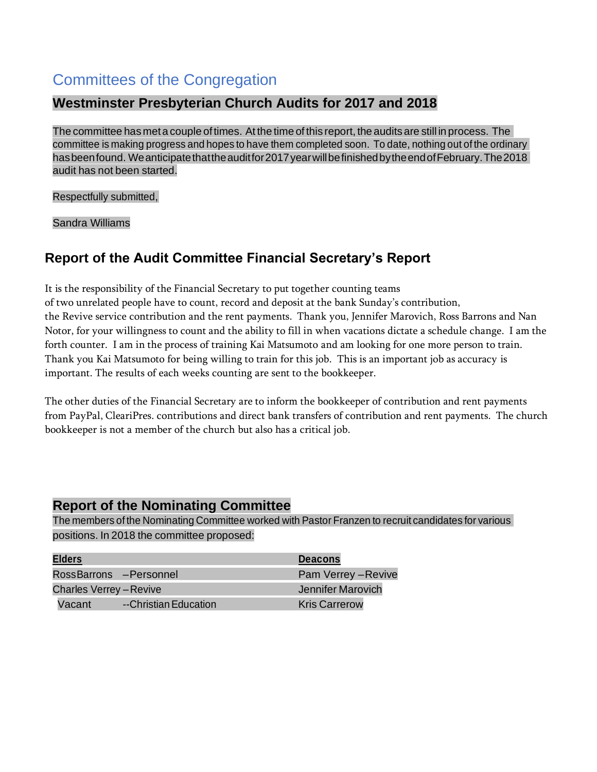# Committees of the Congregation

## Westminster Presbyterian Church Audits for 2017 and 2018

The committee has met a couple of times. At the time of this report, the audits are still in process. The committee is making progress and hopes to have them completed soon. To date, nothing out of the ordinary has been found. We anticipate that the audit for 2017 year will be finished by the end of February. The 2018 audit has not been started.

Respectfully submitted,

Sandra Williams

## Report of the Audit Committee Financial Secretary's Report

It is the responsibility of the Financial Secretary to put together counting teams of two unrelated people have to count, record and deposit at the bank Sunday's contribution, the Revive service contribution and the rent payments. Thank you, Jennifer Marovich, Ross Barrons and Nan Notor, for your willingness to count and the ability to fill in when vacations dictate a schedule change. I am the forth counter. I am in the process of training Kai Matsumoto and am looking for one more person to train. Thank you Kai Matsumoto for being willing to train for this job. This is an important job as accuracy is important. The results of each weeks counting are sent to the bookkeeper.

The other duties of the Financial Secretary are to inform the bookkeeper of contribution and rent payments from PayPal, ClеariPres. contributions and direct bank transfers of contribution and rent payments. The church bookkeeper is not a member of the church but also has a critical job.

## Report of the Nominating Committee

The members of the Nominating Committee worked with Pastor Franzen to recruit candidates for various positions. In 2018 the committee proposed:

| **Elders** | | **Deacons** |
|---|---|---|
| Ross Barrons | –Personnel | Pam Verrey –Revive |
| Charles Verrey –Revive | | Jennifer Marovich |
| Vacant | --Christian Education | Kris Carrerow |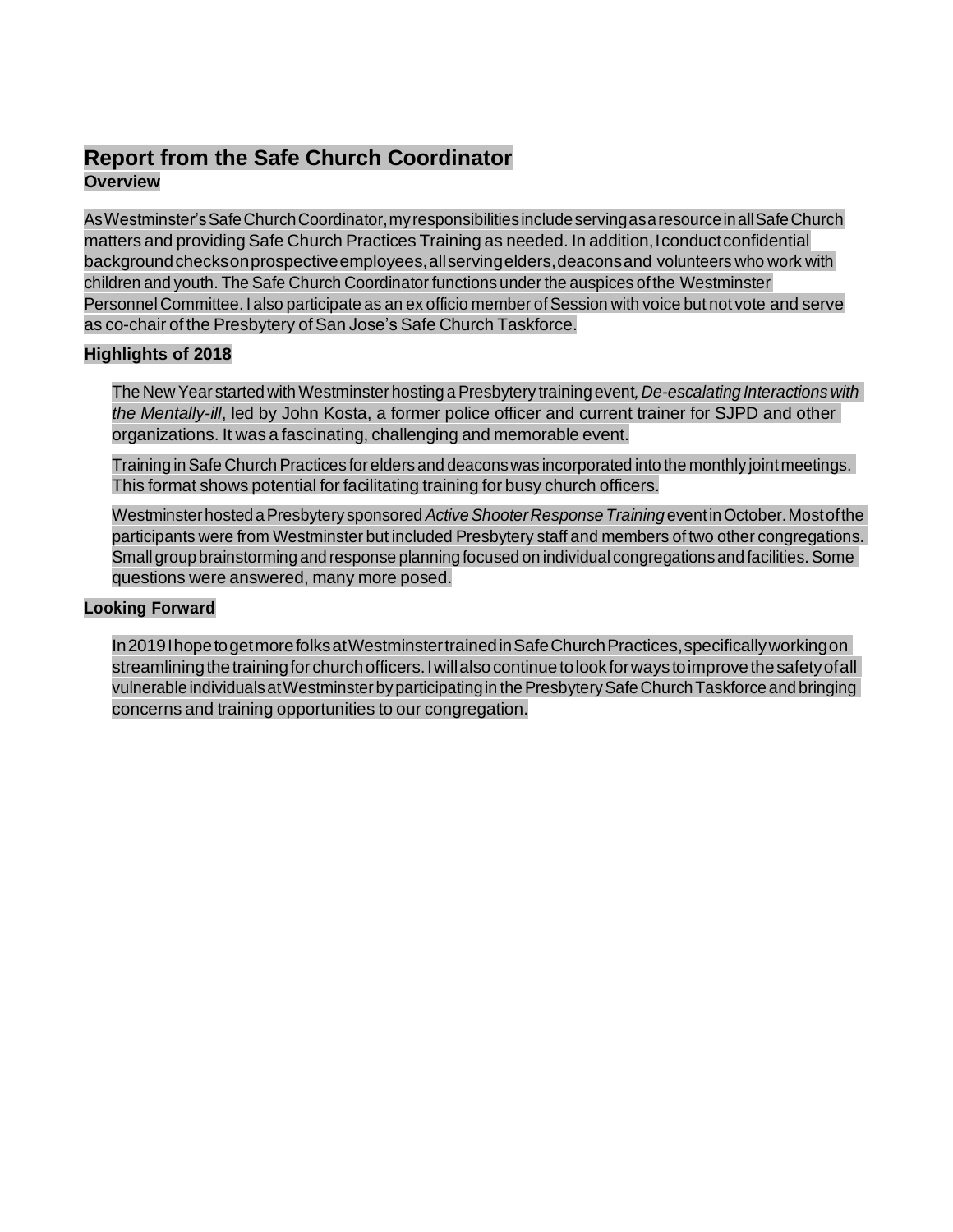# Report from the Safe Church Coordinator

### Overview

As Westminster's Safe Church Coordinator, my responsibilities include serving as a resource in all Safe Church matters and providing Safe Church Practices Training as needed. In addition, I conduct confidential background checks on prospective employees, all serving elders, deacons and volunteers who work with children and youth. The Safe Church Coordinator functions under the auspices of the Westminster Personnel Committee. I also participate as an ex officio member of Session with voice but not vote and serve as co-chair of the Presbytery of San Jose's Safe Church Taskforce.

### Highlights of 2018

The New Year started with Westminster hosting a Presbytery training event, *De-escalating Interactions with the Mentally-ill*, led by John Kosta, a former police officer and current trainer for SJPD and other organizations. It was a fascinating, challenging and memorable event.

Training in Safe Church Practices for elders and deacons was incorporated into the monthly joint meetings. This format shows potential for facilitating training for busy church officers.

Westminster hosted a Presbytery sponsored *Active Shooter Response Training* event in October. Most of the participants were from Westminster but included Presbytery staff and members of two other congregations. Small group brainstorming and response planning focused on individual congregations and facilities. Some questions were answered, many more posed.

### Looking Forward

In 2019 I hope to get more folks at Westminster trained in Safe Church Practices, specifically working on streamlining the training for church officers. I will also continue to look for ways to improve the safety of all vulnerable individuals at Westminster by participating in the Presbytery Safe Church Taskforce and bringing concerns and training opportunities to our congregation.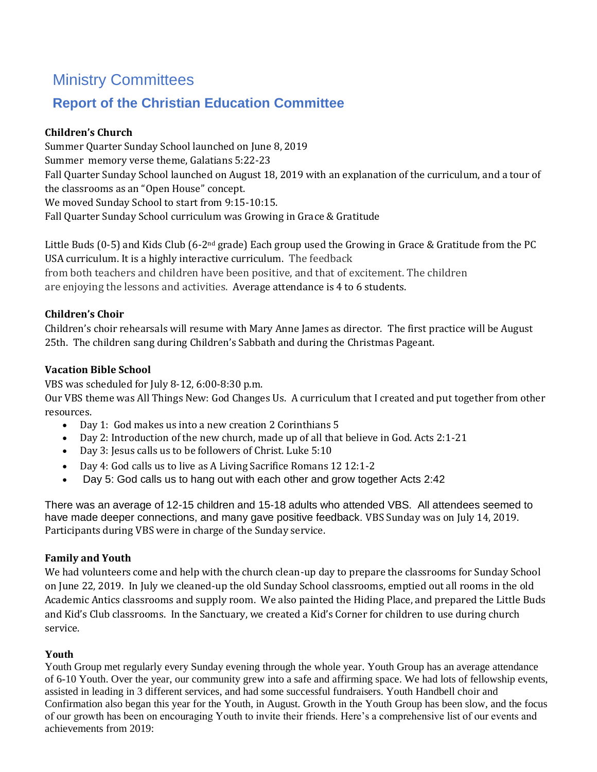# Ministry Committees

## Report of the Christian Education Committee

**Children's Church**

Summer Quarter Sunday School launched on June 8, 2019
Summer memory verse theme, Galatians 5:22-23
Fall Quarter Sunday School launched on August 18, 2019 with an explanation of the curriculum, and a tour of the classrooms as an "Open House" concept.
We moved Sunday School to start from 9:15-10:15.
Fall Quarter Sunday School curriculum was Growing in Grace & Gratitude

Little Buds (0-5) and Kids Club (6-2nd grade) Each group used the Growing in Grace & Gratitude from the PC USA curriculum. It is a highly interactive curriculum. The feedback from both teachers and children have been positive, and that of excitement. The children are enjoying the lessons and activities. Average attendance is 4 to 6 students.

**Children's Choir**

Children's choir rehearsals will resume with Mary Anne James as director. The first practice will be August 25th. The children sang during Children's Sabbath and during the Christmas Pageant.

**Vacation Bible School**

VBS was scheduled for July 8-12, 6:00-8:30 p.m.
Our VBS theme was All Things New: God Changes Us. A curriculum that I created and put together from other resources.

- Day 1: God makes us into a new creation 2 Corinthians 5
- Day 2: Introduction of the new church, made up of all that believe in God. Acts 2:1-21
- Day 3: Jesus calls us to be followers of Christ. Luke 5:10
- Day 4: God calls us to live as A Living Sacrifice Romans 12 12:1-2
- Day 5: God calls us to hang out with each other and grow together Acts 2:42

There was an average of 12-15 children and 15-18 adults who attended VBS. All attendees seemed to have made deeper connections, and many gave positive feedback. VBS Sunday was on July 14, 2019. Participants during VBS were in charge of the Sunday service.

**Family and Youth**

We had volunteers come and help with the church clean-up day to prepare the classrooms for Sunday School on June 22, 2019. In July we cleaned-up the old Sunday School classrooms, emptied out all rooms in the old Academic Antics classrooms and supply room. We also painted the Hiding Place, and prepared the Little Buds and Kid's Club classrooms. In the Sanctuary, we created a Kid's Corner for children to use during church service.

**Youth**

Youth Group met regularly every Sunday evening through the whole year. Youth Group has an average attendance of 6-10 Youth. Over the year, our community grew into a safe and affirming space. We had lots of fellowship events, assisted in leading in 3 different services, and had some successful fundraisers. Youth Handbell choir and Confirmation also began this year for the Youth, in August. Growth in the Youth Group has been slow, and the focus of our growth has been on encouraging Youth to invite their friends. Here's a comprehensive list of our events and achievements from 2019: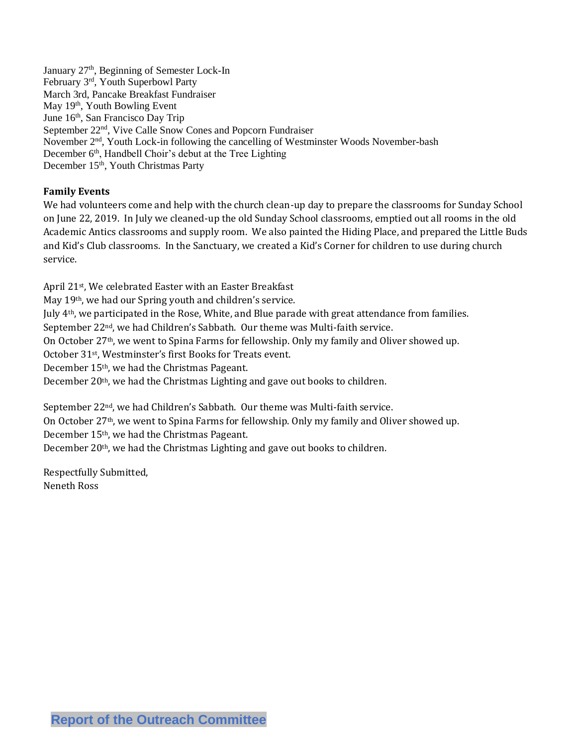January 27th, Beginning of Semester Lock-In
February 3rd, Youth Superbowl Party
March 3rd, Pancake Breakfast Fundraiser
May 19th, Youth Bowling Event
June 16th, San Francisco Day Trip
September 22nd, Vive Calle Snow Cones and Popcorn Fundraiser
November 2nd, Youth Lock-in following the cancelling of Westminster Woods November-bash
December 6th, Handbell Choir's debut at the Tree Lighting
December 15th, Youth Christmas Party

**Family Events**

We had volunteers come and help with the church clean-up day to prepare the classrooms for Sunday School on June 22, 2019. In July we cleaned-up the old Sunday School classrooms, emptied out all rooms in the old Academic Antics classrooms and supply room. We also painted the Hiding Place, and prepared the Little Buds and Kid's Club classrooms. In the Sanctuary, we created a Kid's Corner for children to use during church service.

April 21st, We celebrated Easter with an Easter Breakfast
May 19th, we had our Spring youth and children's service.
July 4th, we participated in the Rose, White, and Blue parade with great attendance from families.
September 22nd, we had Children's Sabbath. Our theme was Multi-faith service.
On October 27th, we went to Spina Farms for fellowship. Only my family and Oliver showed up.
October 31st, Westminster's first Books for Treats event.
December 15th, we had the Christmas Pageant.
December 20th, we had the Christmas Lighting and gave out books to children.

September 22nd, we had Children's Sabbath. Our theme was Multi-faith service.
On October 27th, we went to Spina Farms for fellowship. Only my family and Oliver showed up.
December 15th, we had the Christmas Pageant.
December 20th, we had the Christmas Lighting and gave out books to children.

Respectfully Submitted,
Neneth Ross

## Report of the Outreach Committee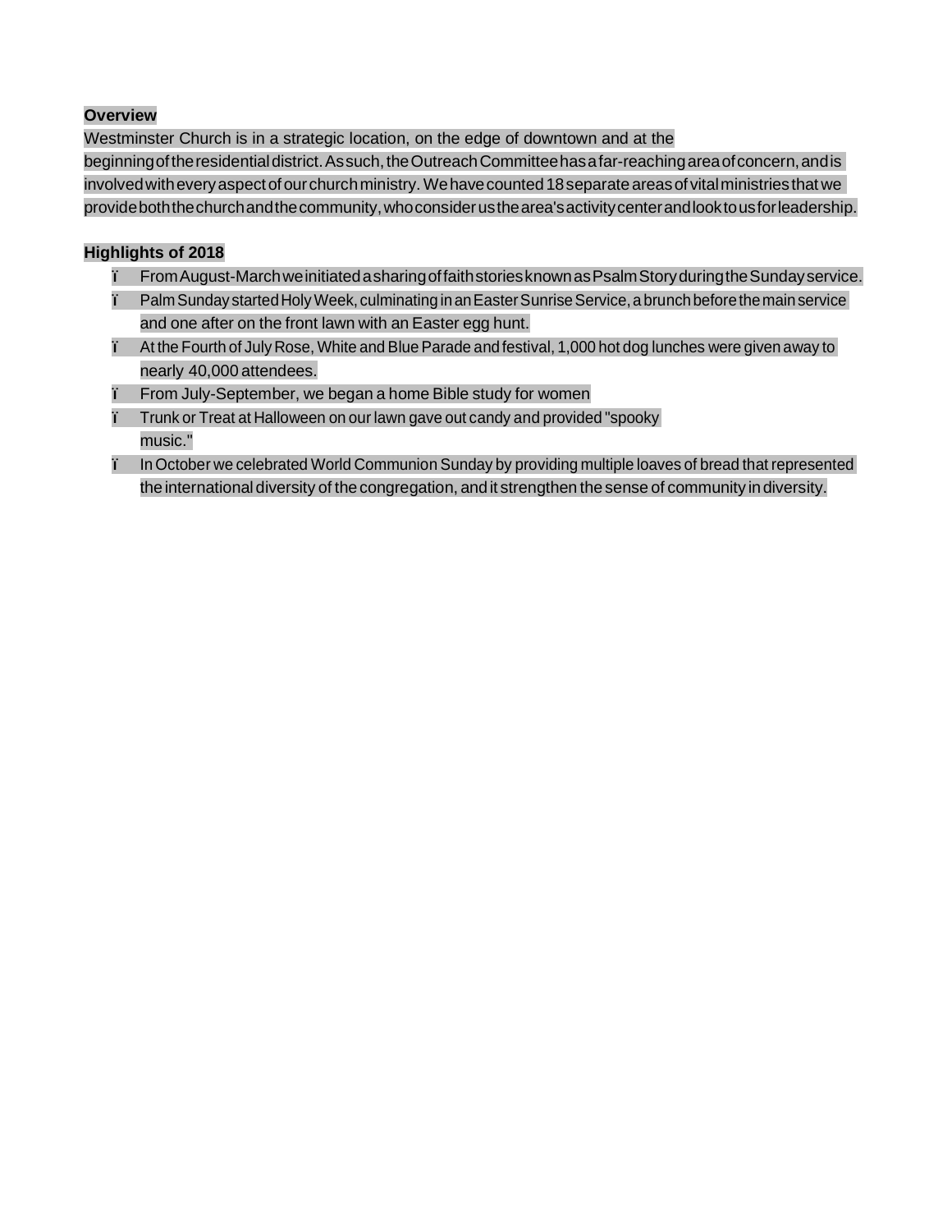**Overview**

Westminster Church is in a strategic location, on the edge of downtown and at the beginning of the residential district. As such, the Outreach Committee has a far-reaching area of concern, and is involved with every aspect of our church ministry. We have counted 18 separate areas of vital ministries that we provide both the church and the community, who consider us the area's activity center and look to us for leadership.

**Highlights of 2018**

- From August-March we initiated a sharing of faith stories known as Psalm Story during the Sunday service.
- Palm Sunday started Holy Week, culminating in an Easter Sunrise Service, a brunch before the main service and one after on the front lawn with an Easter egg hunt.
- At the Fourth of July Rose, White and Blue Parade and festival, 1,000 hot dog lunches were given away to nearly 40,000 attendees.
- From July-September, we began a home Bible study for women
- Trunk or Treat at Halloween on our lawn gave out candy and provided "spooky music."
- In October we celebrated World Communion Sunday by providing multiple loaves of bread that represented the international diversity of the congregation, and it strengthen the sense of community in diversity.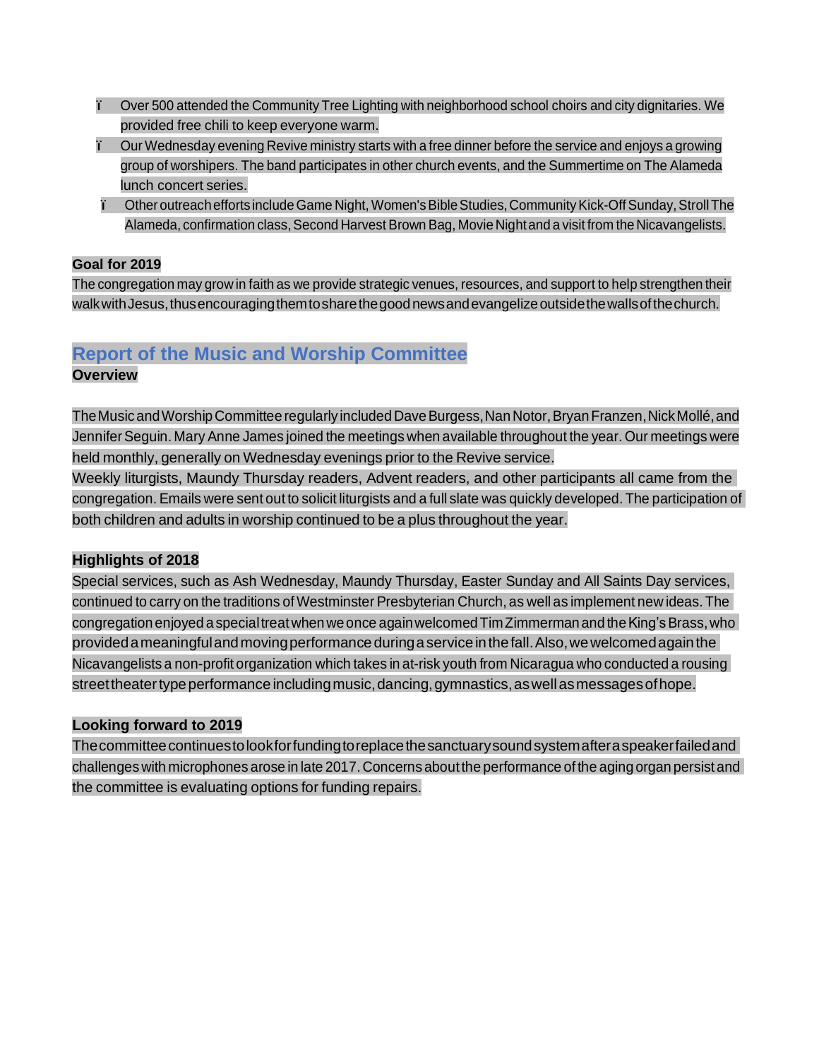- Over 500 attended the Community Tree Lighting with neighborhood school choirs and city dignitaries. We provided free chili to keep everyone warm.
- Our Wednesday evening Revive ministry starts with a free dinner before the service and enjoys a growing group of worshipers. The band participates in other church events, and the Summertime on The Alameda lunch concert series.
- Other outreach efforts include Game Night, Women's Bible Studies, Community Kick-Off Sunday, Stroll The Alameda, confirmation class, Second Harvest Brown Bag, Movie Night and a visit from the Nicavangelists.

**Goal for 2019**

The congregation may grow in faith as we provide strategic venues, resources, and support to help strengthen their walk with Jesus, thus encouraging them to share the good news and evangelize outside the walls of the church.

## Report of the Music and Worship Committee

**Overview**

The Music and Worship Committee regularly included Dave Burgess, Nan Notor, Bryan Franzen, Nick Mollé, and Jennifer Seguin. Mary Anne James joined the meetings when available throughout the year. Our meetings were held monthly, generally on Wednesday evenings prior to the Revive service.

Weekly liturgists, Maundy Thursday readers, Advent readers, and other participants all came from the congregation. Emails were sent out to solicit liturgists and a full slate was quickly developed. The participation of both children and adults in worship continued to be a plus throughout the year.

**Highlights of 2018**

Special services, such as Ash Wednesday, Maundy Thursday, Easter Sunday and All Saints Day services, continued to carry on the traditions of Westminster Presbyterian Church, as well as implement new ideas. The congregation enjoyed a special treat when we once again welcomed Tim Zimmerman and the King's Brass, who provided a meaningful and moving performance during a service in the fall. Also, we welcomed again the Nicavangelists a non-profit organization which takes in at-risk youth from Nicaragua who conducted a rousing street theater type performance including music, dancing, gymnastics, as well as messages of hope.

**Looking forward to 2019**

The committee continues to look for funding to replace the sanctuary sound system after a speaker failed and challenges with microphones arose in late 2017. Concerns about the performance of the aging organ persist and the committee is evaluating options for funding repairs.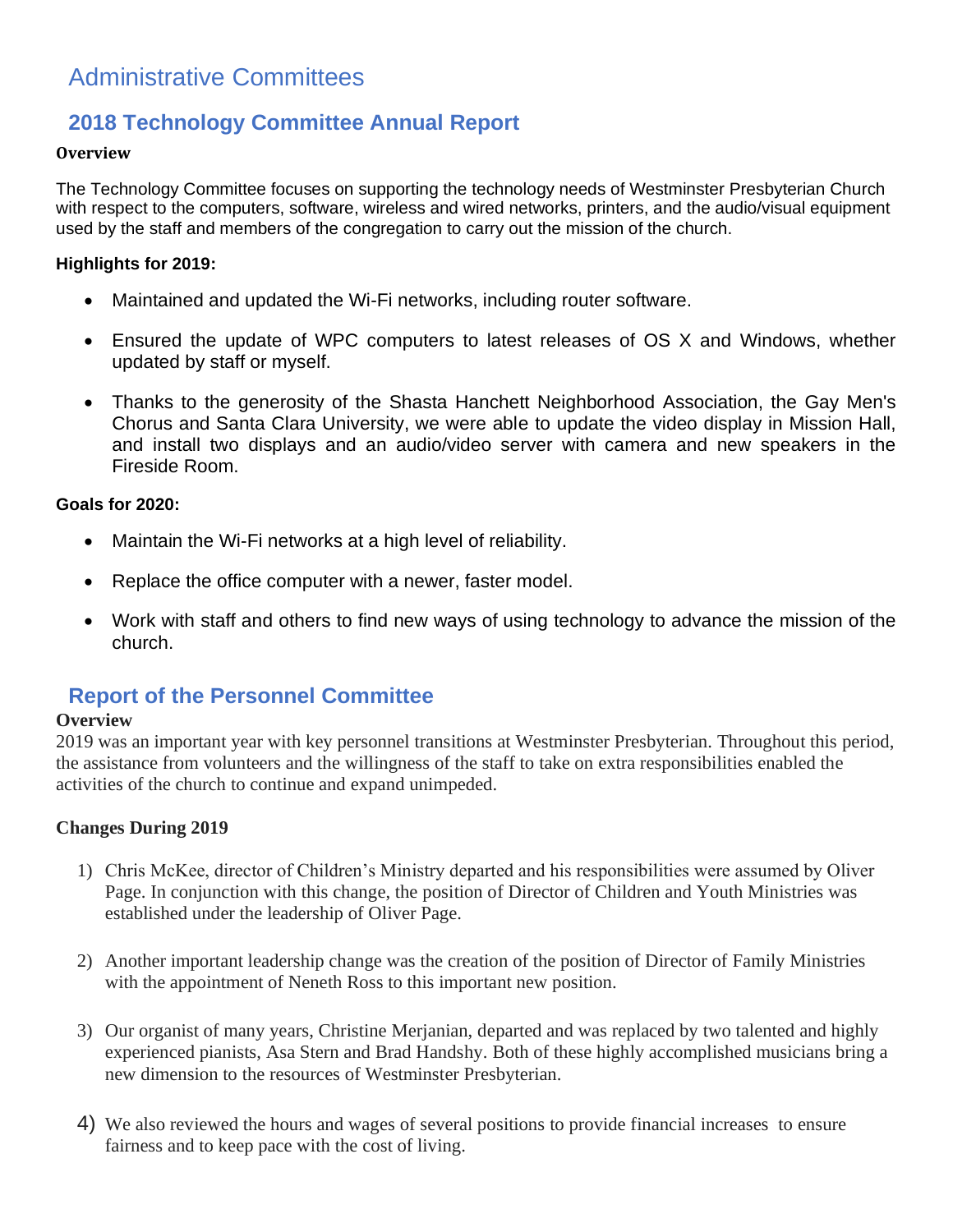# Administrative Committees

## 2018 Technology Committee Annual Report

**Overview**

The Technology Committee focuses on supporting the technology needs of Westminster Presbyterian Church with respect to the computers, software, wireless and wired networks, printers, and the audio/visual equipment used by the staff and members of the congregation to carry out the mission of the church.

**Highlights for 2019:**

- Maintained and updated the Wi-Fi networks, including router software.
- Ensured the update of WPC computers to latest releases of OS X and Windows, whether updated by staff or myself.
- Thanks to the generosity of the Shasta Hanchett Neighborhood Association, the Gay Men's Chorus and Santa Clara University, we were able to update the video display in Mission Hall, and install two displays and an audio/video server with camera and new speakers in the Fireside Room.

**Goals for 2020:**

- Maintain the Wi-Fi networks at a high level of reliability.
- Replace the office computer with a newer, faster model.
- Work with staff and others to find new ways of using technology to advance the mission of the church.

## Report of the Personnel Committee

**Overview**

2019 was an important year with key personnel transitions at Westminster Presbyterian. Throughout this period, the assistance from volunteers and the willingness of the staff to take on extra responsibilities enabled the activities of the church to continue and expand unimpeded.

**Changes During 2019**

1) Chris McKee, director of Children's Ministry departed and his responsibilities were assumed by Oliver Page. In conjunction with this change, the position of Director of Children and Youth Ministries was established under the leadership of Oliver Page.

2) Another important leadership change was the creation of the position of Director of Family Ministries with the appointment of Neneth Ross to this important new position.

3) Our organist of many years, Christine Merjanian, departed and was replaced by two talented and highly experienced pianists, Asa Stern and Brad Handshy. Both of these highly accomplished musicians bring a new dimension to the resources of Westminster Presbyterian.

4) We also reviewed the hours and wages of several positions to provide financial increases to ensure fairness and to keep pace with the cost of living.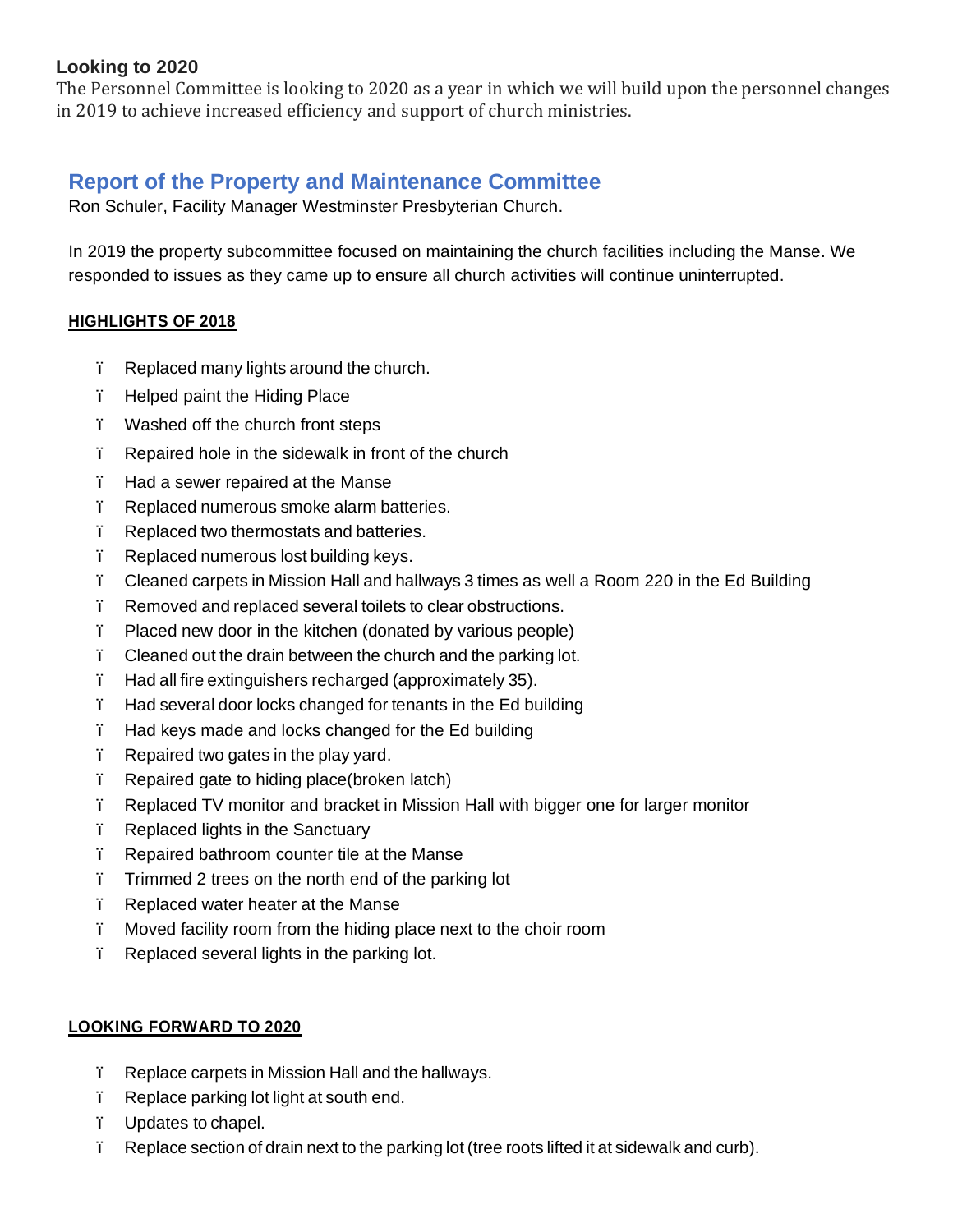### Looking to 2020

The Personnel Committee is looking to 2020 as a year in which we will build upon the personnel changes in 2019 to achieve increased efficiency and support of church ministries.

## Report of the Property and Maintenance Committee

Ron Schuler, Facility Manager Westminster Presbyterian Church.

In 2019 the property subcommittee focused on maintaining the church facilities including the Manse. We responded to issues as they came up to ensure all church activities will continue uninterrupted.

**HIGHLIGHTS OF 2018**

- Replaced many lights around the church.
- Helped paint the Hiding Place
- Washed off the church front steps
- Repaired hole in the sidewalk in front of the church
- Had a sewer repaired at the Manse
- Replaced numerous smoke alarm batteries.
- Replaced two thermostats and batteries.
- Replaced numerous lost building keys.
- Cleaned carpets in Mission Hall and hallways 3 times as well a Room 220 in the Ed Building
- Removed and replaced several toilets to clear obstructions.
- Placed new door in the kitchen (donated by various people)
- Cleaned out the drain between the church and the parking lot.
- Had all fire extinguishers recharged (approximately 35).
- Had several door locks changed for tenants in the Ed building
- Had keys made and locks changed for the Ed building
- Repaired two gates in the play yard.
- Repaired gate to hiding place(broken latch)
- Replaced TV monitor and bracket in Mission Hall with bigger one for larger monitor
- Replaced lights in the Sanctuary
- Repaired bathroom counter tile at the Manse
- Trimmed 2 trees on the north end of the parking lot
- Replaced water heater at the Manse
- Moved facility room from the hiding place next to the choir room
- Replaced several lights in the parking lot.

**LOOKING FORWARD TO 2020**

- Replace carpets in Mission Hall and the hallways.
- Replace parking lot light at south end.
- Updates to chapel.
- Replace section of drain next to the parking lot (tree roots lifted it at sidewalk and curb).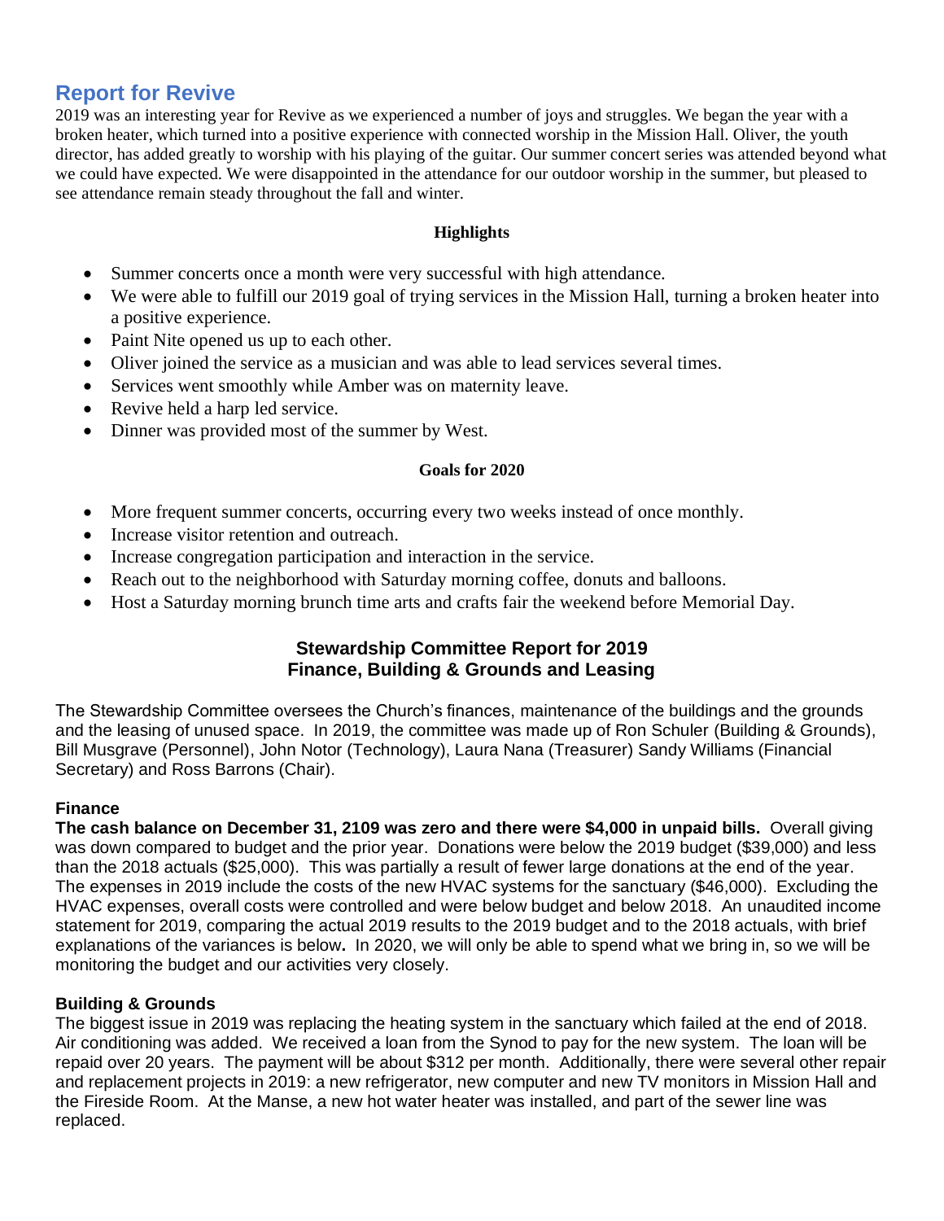## Report for Revive

2019 was an interesting year for Revive as we experienced a number of joys and struggles. We began the year with a broken heater, which turned into a positive experience with connected worship in the Mission Hall. Oliver, the youth director, has added greatly to worship with his playing of the guitar. Our summer concert series was attended beyond what we could have expected. We were disappointed in the attendance for our outdoor worship in the summer, but pleased to see attendance remain steady throughout the fall and winter.

**Highlights**

- Summer concerts once a month were very successful with high attendance.
- We were able to fulfill our 2019 goal of trying services in the Mission Hall, turning a broken heater into a positive experience.
- Paint Nite opened us up to each other.
- Oliver joined the service as a musician and was able to lead services several times.
- Services went smoothly while Amber was on maternity leave.
- Revive held a harp led service.
- Dinner was provided most of the summer by West.

**Goals for 2020**

- More frequent summer concerts, occurring every two weeks instead of once monthly.
- Increase visitor retention and outreach.
- Increase congregation participation and interaction in the service.
- Reach out to the neighborhood with Saturday morning coffee, donuts and balloons.
- Host a Saturday morning brunch time arts and crafts fair the weekend before Memorial Day.

## Stewardship Committee Report for 2019
## Finance, Building & Grounds and Leasing

The Stewardship Committee oversees the Church's finances, maintenance of the buildings and the grounds and the leasing of unused space. In 2019, the committee was made up of Ron Schuler (Building & Grounds), Bill Musgrave (Personnel), John Notor (Technology), Laura Nana (Treasurer) Sandy Williams (Financial Secretary) and Ross Barrons (Chair).

### Finance

**The cash balance on December 31, 2109 was zero and there were $4,000 in unpaid bills.** Overall giving was down compared to budget and the prior year. Donations were below the 2019 budget ($39,000) and less than the 2018 actuals ($25,000). This was partially a result of fewer large donations at the end of the year. The expenses in 2019 include the costs of the new HVAC systems for the sanctuary ($46,000). Excluding the HVAC expenses, overall costs were controlled and were below budget and below 2018. An unaudited income statement for 2019, comparing the actual 2019 results to the 2019 budget and to the 2018 actuals, with brief explanations of the variances is below**.** In 2020, we will only be able to spend what we bring in, so we will be monitoring the budget and our activities very closely.

### Building & Grounds

The biggest issue in 2019 was replacing the heating system in the sanctuary which failed at the end of 2018. Air conditioning was added. We received a loan from the Synod to pay for the new system. The loan will be repaid over 20 years. The payment will be about $312 per month. Additionally, there were several other repair and replacement projects in 2019: a new refrigerator, new computer and new TV monitors in Mission Hall and the Fireside Room. At the Manse, a new hot water heater was installed, and part of the sewer line was replaced.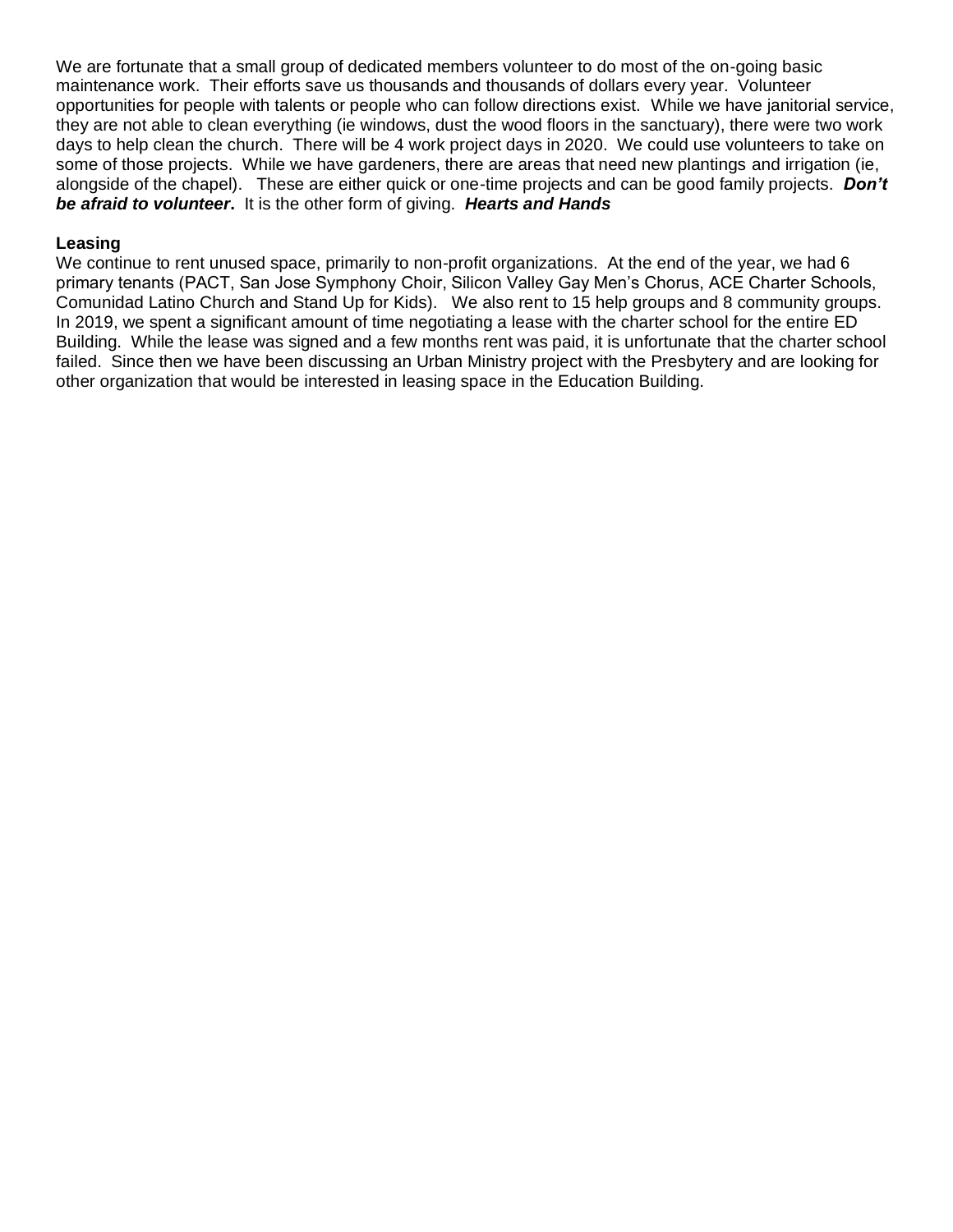We are fortunate that a small group of dedicated members volunteer to do most of the on-going basic maintenance work. Their efforts save us thousands and thousands of dollars every year. Volunteer opportunities for people with talents or people who can follow directions exist. While we have janitorial service, they are not able to clean everything (ie windows, dust the wood floors in the sanctuary), there were two work days to help clean the church. There will be 4 work project days in 2020. We could use volunteers to take on some of those projects. While we have gardeners, there are areas that need new plantings and irrigation (ie, alongside of the chapel). These are either quick or one-time projects and can be good family projects. ***Don't be afraid to volunteer*.** It is the other form of giving. ***Hearts and Hands***

**Leasing**

We continue to rent unused space, primarily to non-profit organizations. At the end of the year, we had 6 primary tenants (PACT, San Jose Symphony Choir, Silicon Valley Gay Men's Chorus, ACE Charter Schools, Comunidad Latino Church and Stand Up for Kids). We also rent to 15 help groups and 8 community groups. In 2019, we spent a significant amount of time negotiating a lease with the charter school for the entire ED Building. While the lease was signed and a few months rent was paid, it is unfortunate that the charter school failed. Since then we have been discussing an Urban Ministry project with the Presbytery and are looking for other organization that would be interested in leasing space in the Education Building.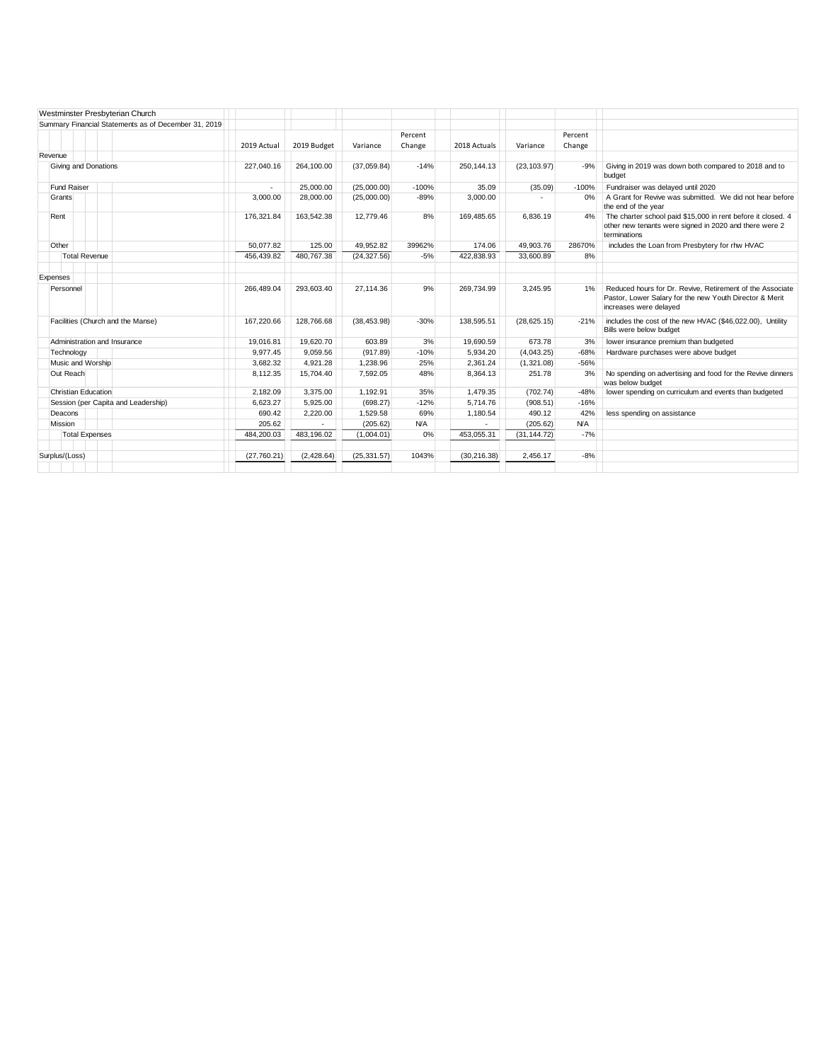Westminster Presbyterian Church

Summary Financial Statements as of December 31, 2019

| | 2019 Actual | 2019 Budget | Variance | Percent Change | 2018 Actuals | Variance | Percent Change | |
|---|---|---|---|---|---|---|---|---|
| Revenue | | | | | | | | |
| Giving and Donations | 227,040.16 | 264,100.00 | (37,059.84) | -14% | 250,144.13 | (23,103.97) | -9% | Giving in 2019 was down both compared to 2018 and to budget |
| Fund Raiser | - | 25,000.00 | (25,000.00) | -100% | 35.09 | (35.09) | -100% | Fundraiser was delayed until 2020 |
| Grants | 3,000.00 | 28,000.00 | (25,000.00) | -89% | 3,000.00 | - | 0% | A Grant for Revive was submitted. We did not hear before the end of the year |
| Rent | 176,321.84 | 163,542.38 | 12,779.46 | 8% | 169,485.65 | 6,836.19 | 4% | The charter school paid $15,000 in rent before it closed. 4 other new tenants were signed in 2020 and there were 2 terminations |
| Other | 50,077.82 | 125.00 | 49,952.82 | 39962% | 174.06 | 49,903.76 | 28670% | includes the Loan from Presbytery for rhw HVAC |
| Total Revenue | 456,439.82 | 480,767.38 | (24,327.56) | -5% | 422,838.93 | 33,600.89 | 8% | |
| | | | | | | | | |
| Expenses | | | | | | | | |
| Personnel | 266,489.04 | 293,603.40 | 27,114.36 | 9% | 269,734.99 | 3,245.95 | 1% | Reduced hours for Dr. Revive, Retirement of the Associate Pastor, Lower Salary for the new Youth Director & Merit increases were delayed |
| Facilities (Church and the Manse) | 167,220.66 | 128,766.68 | (38,453.98) | -30% | 138,595.51 | (28,625.15) | -21% | includes the cost of the new HVAC ($46,022.00), Untility Bills were below budget |
| Administration and Insurance | 19,016.81 | 19,620.70 | 603.89 | 3% | 19,690.59 | 673.78 | 3% | lower insurance premium than budgeted |
| Technology | 9,977.45 | 9,059.56 | (917.89) | -10% | 5,934.20 | (4,043.25) | -68% | Hardware purchases were above budget |
| Music and Worship | 3,682.32 | 4,921.28 | 1,238.96 | 25% | 2,361.24 | (1,321.08) | -56% | |
| Out Reach | 8,112.35 | 15,704.40 | 7,592.05 | 48% | 8,364.13 | 251.78 | 3% | No spending on advertising and food for the Revive dinners was below budget |
| Christian Education | 2,182.09 | 3,375.00 | 1,192.91 | 35% | 1,479.35 | (702.74) | -48% | lower spending on curriculum and events than budgeted |
| Session (per Capita and Leadership) | 6,623.27 | 5,925.00 | (698.27) | -12% | 5,714.76 | (908.51) | -16% | |
| Deacons | 690.42 | 2,220.00 | 1,529.58 | 69% | 1,180.54 | 490.12 | 42% | less spending on assistance |
| Mission | 205.62 | - | (205.62) | N/A | - | (205.62) | N/A | |
| Total Expenses | 484,200.03 | 483,196.02 | (1,004.01) | 0% | 453,055.31 | (31,144.72) | -7% | |
| | | | | | | | | |
| Surplus/(Loss) | (27,760.21) | (2,428.64) | (25,331.57) | 1043% | (30,216.38) | 2,456.17 | -8% | |